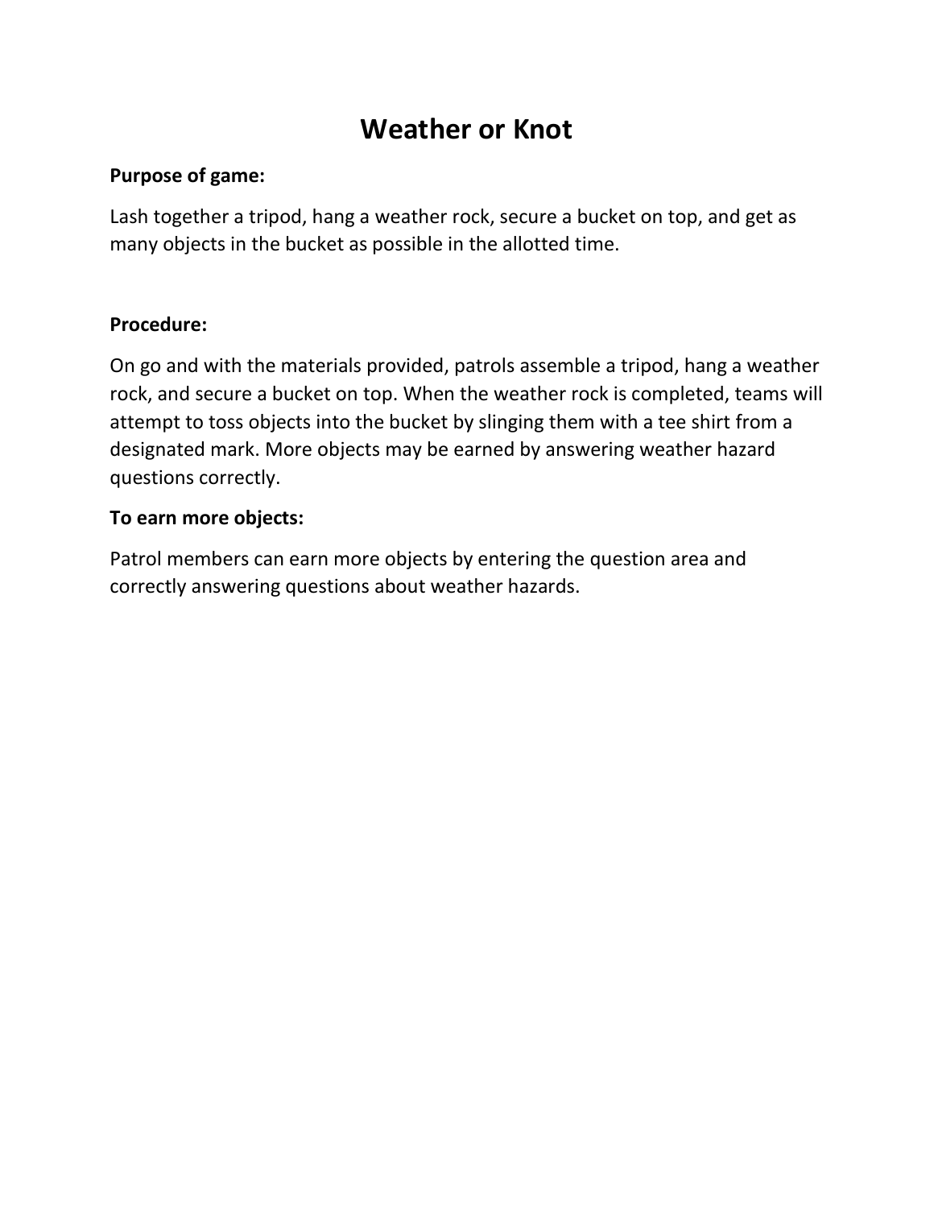# Weather or Knot

**Purpose of game:**

Lash together a tripod, hang a weather rock, secure a bucket on top, and get as many objects in the bucket as possible in the allotted time.

**Procedure:**

On go and with the materials provided, patrols assemble a tripod, hang a weather rock, and secure a bucket on top. When the weather rock is completed, teams will attempt to toss objects into the bucket by slinging them with a tee shirt from a designated mark. More objects may be earned by answering weather hazard questions correctly.

**To earn more objects:**

Patrol members can earn more objects by entering the question area and correctly answering questions about weather hazards.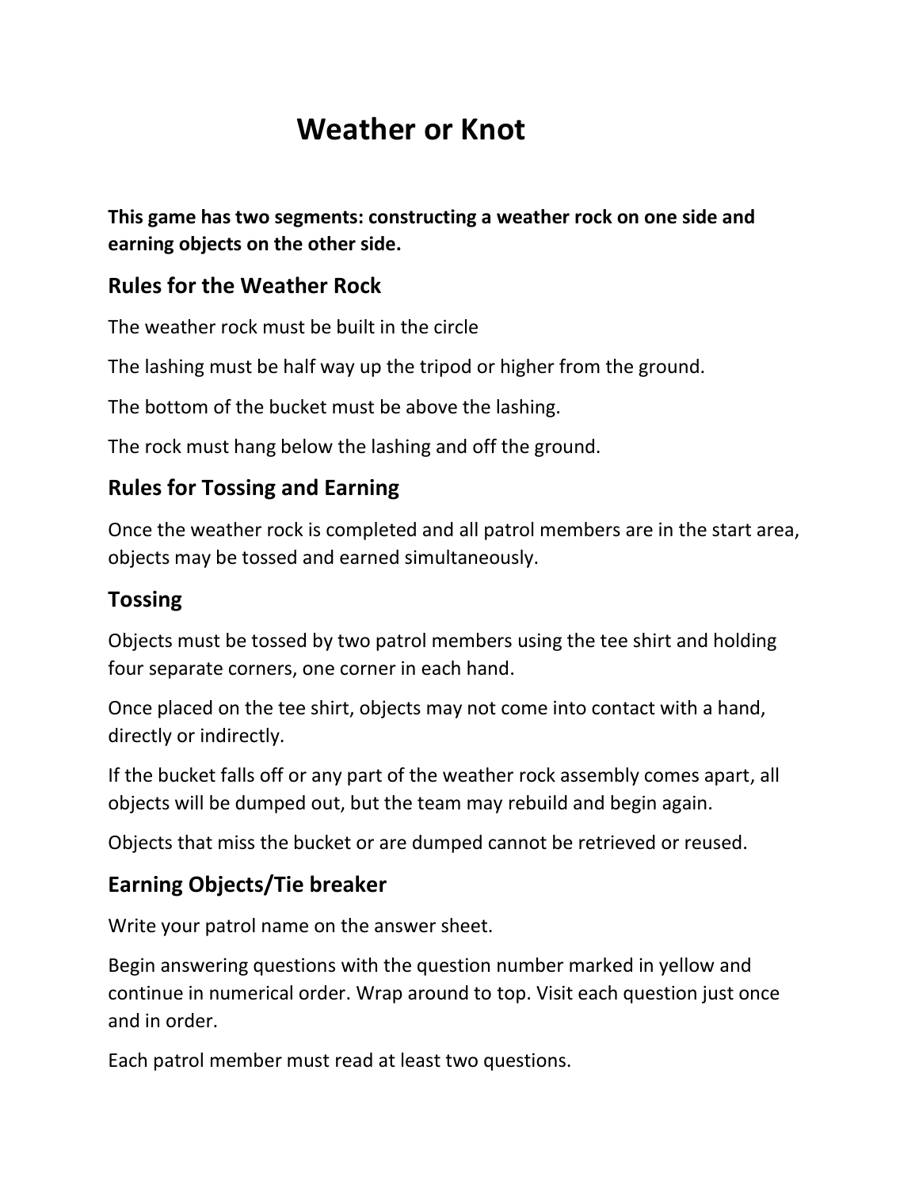# Weather or Knot

**This game has two segments: constructing a weather rock on one side and earning objects on the other side.**

## Rules for the Weather Rock

The weather rock must be built in the circle

The lashing must be half way up the tripod or higher from the ground.

The bottom of the bucket must be above the lashing.

The rock must hang below the lashing and off the ground.

## Rules for Tossing and Earning

Once the weather rock is completed and all patrol members are in the start area, objects may be tossed and earned simultaneously.

## Tossing

Objects must be tossed by two patrol members using the tee shirt and holding four separate corners, one corner in each hand.

Once placed on the tee shirt, objects may not come into contact with a hand, directly or indirectly.

If the bucket falls off or any part of the weather rock assembly comes apart, all objects will be dumped out, but the team may rebuild and begin again.

Objects that miss the bucket or are dumped cannot be retrieved or reused.

## Earning Objects/Tie breaker

Write your patrol name on the answer sheet.

Begin answering questions with the question number marked in yellow and continue in numerical order. Wrap around to top. Visit each question just once and in order.

Each patrol member must read at least two questions.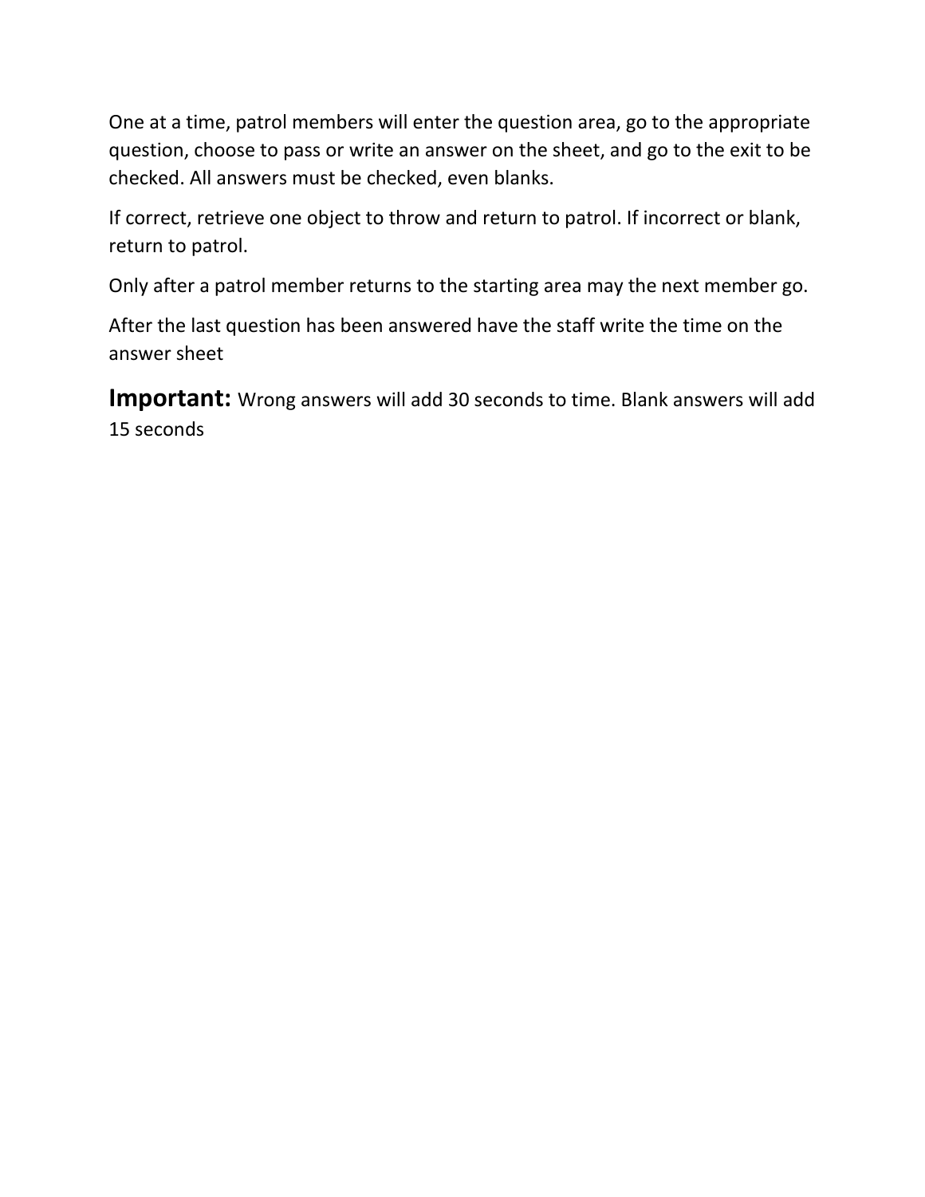One at a time, patrol members will enter the question area, go to the appropriate question, choose to pass or write an answer on the sheet, and go to the exit to be checked. All answers must be checked, even blanks.

If correct, retrieve one object to throw and return to patrol. If incorrect or blank, return to patrol.

Only after a patrol member returns to the starting area may the next member go.

After the last question has been answered have the staff write the time on the answer sheet

**Important:** Wrong answers will add 30 seconds to time. Blank answers will add 15 seconds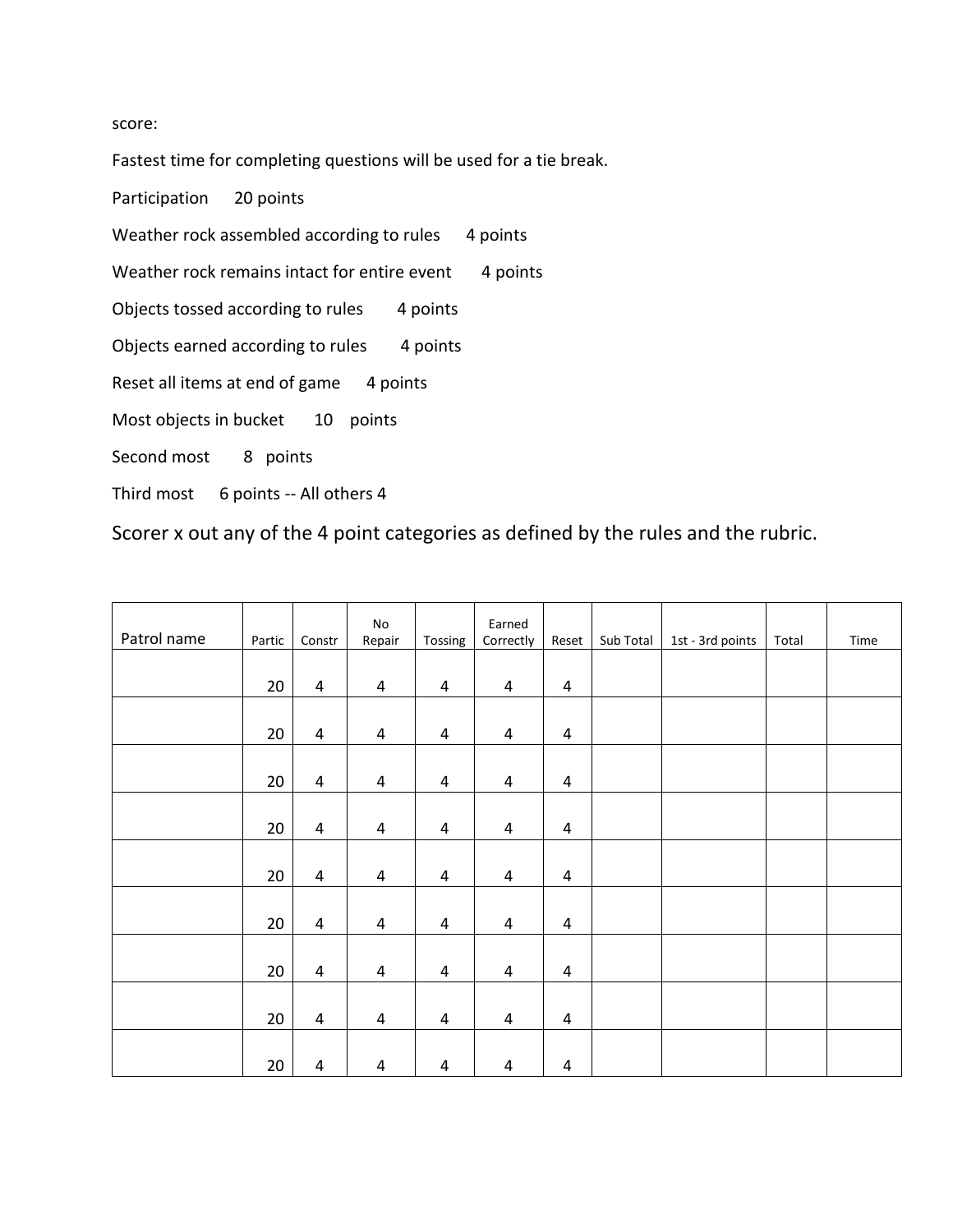score:

Fastest time for completing questions will be used for a tie break.

Participation 20 points

Weather rock assembled according to rules 4 points

Weather rock remains intact for entire event 4 points

Objects tossed according to rules 4 points

Objects earned according to rules 4 points

Reset all items at end of game 4 points

Most objects in bucket 10 points

Second most 8 points

Third most 6 points -- All others 4

Scorer x out any of the 4 point categories as defined by the rules and the rubric.

| Patrol name | Partic | Constr | No Repair | Tossing | Earned Correctly | Reset | Sub Total | 1st - 3rd points | Total | Time |
|---|---|---|---|---|---|---|---|---|---|---|
| | 20 | 4 | 4 | 4 | 4 | 4 | | | | |
| | 20 | 4 | 4 | 4 | 4 | 4 | | | | |
| | 20 | 4 | 4 | 4 | 4 | 4 | | | | |
| | 20 | 4 | 4 | 4 | 4 | 4 | | | | |
| | 20 | 4 | 4 | 4 | 4 | 4 | | | | |
| | 20 | 4 | 4 | 4 | 4 | 4 | | | | |
| | 20 | 4 | 4 | 4 | 4 | 4 | | | | |
| | 20 | 4 | 4 | 4 | 4 | 4 | | | | |
| | 20 | 4 | 4 | 4 | 4 | 4 | | | | |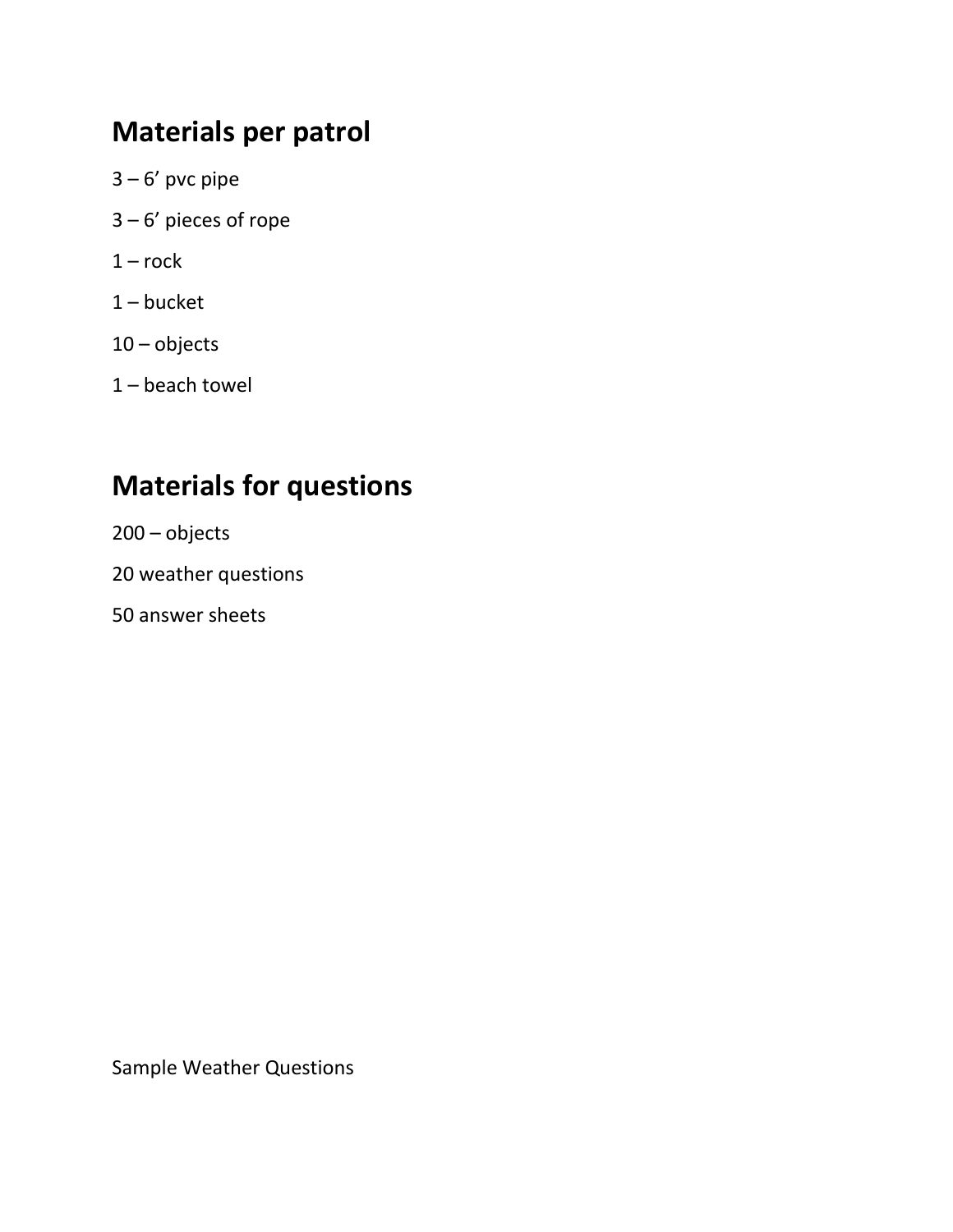## Materials per patrol

3 – 6’ pvc pipe

3 – 6’ pieces of rope

1 – rock

1 – bucket

10 – objects

1 – beach towel

## Materials for questions

200 – objects

20 weather questions

50 answer sheets

Sample Weather Questions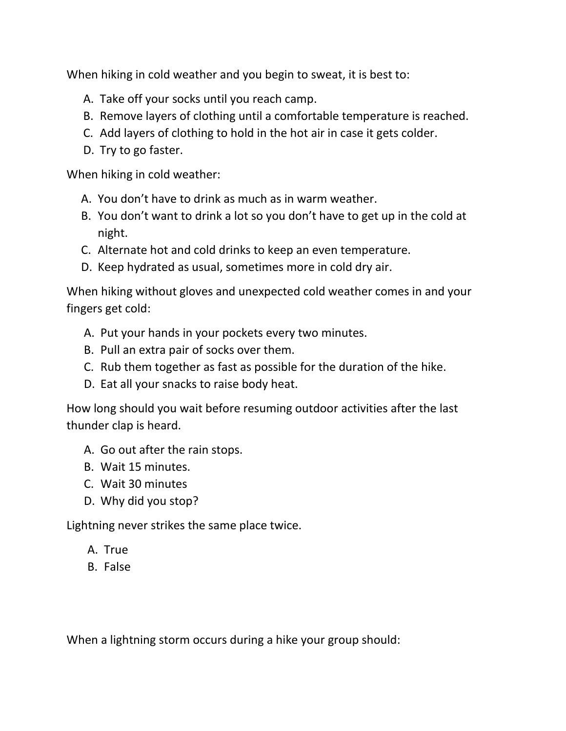When hiking in cold weather and you begin to sweat, it is best to:

A. Take off your socks until you reach camp.
B. Remove layers of clothing until a comfortable temperature is reached.
C. Add layers of clothing to hold in the hot air in case it gets colder.
D. Try to go faster.

When hiking in cold weather:

A. You don't have to drink as much as in warm weather.
B. You don't want to drink a lot so you don't have to get up in the cold at night.
C. Alternate hot and cold drinks to keep an even temperature.
D. Keep hydrated as usual, sometimes more in cold dry air.

When hiking without gloves and unexpected cold weather comes in and your fingers get cold:

A. Put your hands in your pockets every two minutes.
B. Pull an extra pair of socks over them.
C. Rub them together as fast as possible for the duration of the hike.
D. Eat all your snacks to raise body heat.

How long should you wait before resuming outdoor activities after the last thunder clap is heard.

A. Go out after the rain stops.
B. Wait 15 minutes.
C. Wait 30 minutes
D. Why did you stop?

Lightning never strikes the same place twice.

A. True
B. False

When a lightning storm occurs during a hike your group should: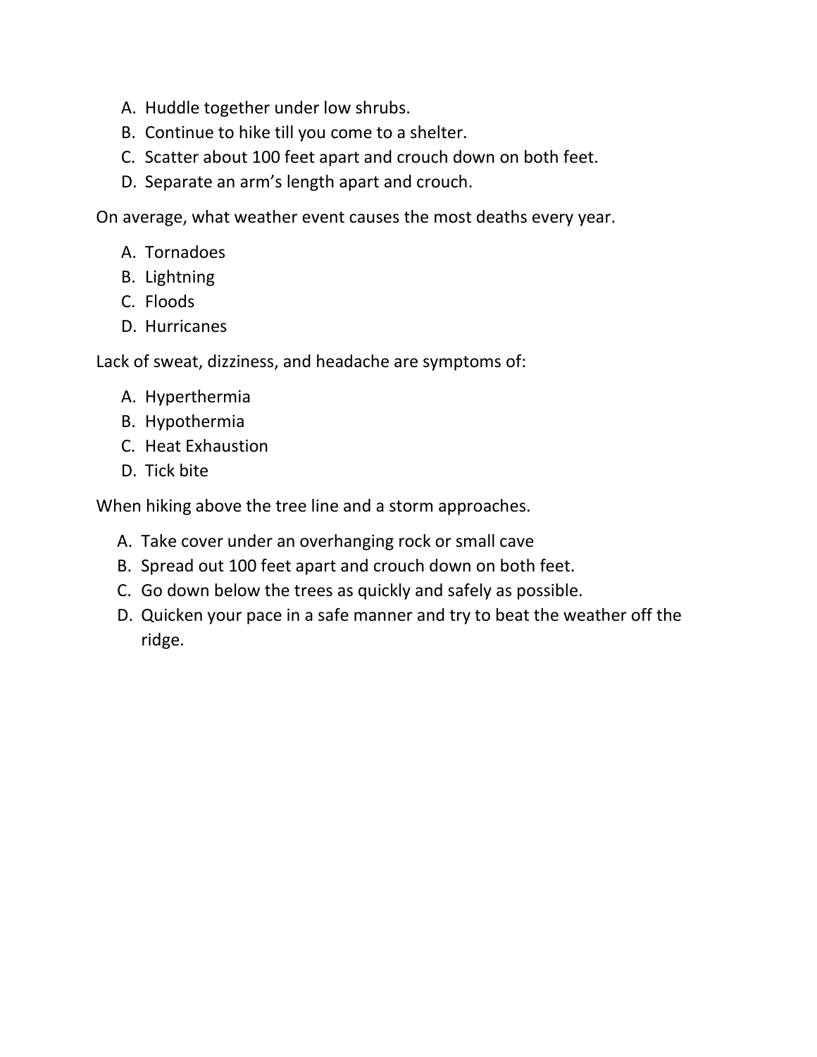A. Huddle together under low shrubs.
B. Continue to hike till you come to a shelter.
C. Scatter about 100 feet apart and crouch down on both feet.
D. Separate an arm's length apart and crouch.

On average, what weather event causes the most deaths every year.

A. Tornadoes
B. Lightning
C. Floods
D. Hurricanes

Lack of sweat, dizziness, and headache are symptoms of:

A. Hyperthermia
B. Hypothermia
C. Heat Exhaustion
D. Tick bite

When hiking above the tree line and a storm approaches.

A. Take cover under an overhanging rock or small cave
B. Spread out 100 feet apart and crouch down on both feet.
C. Go down below the trees as quickly and safely as possible.
D. Quicken your pace in a safe manner and try to beat the weather off the ridge.